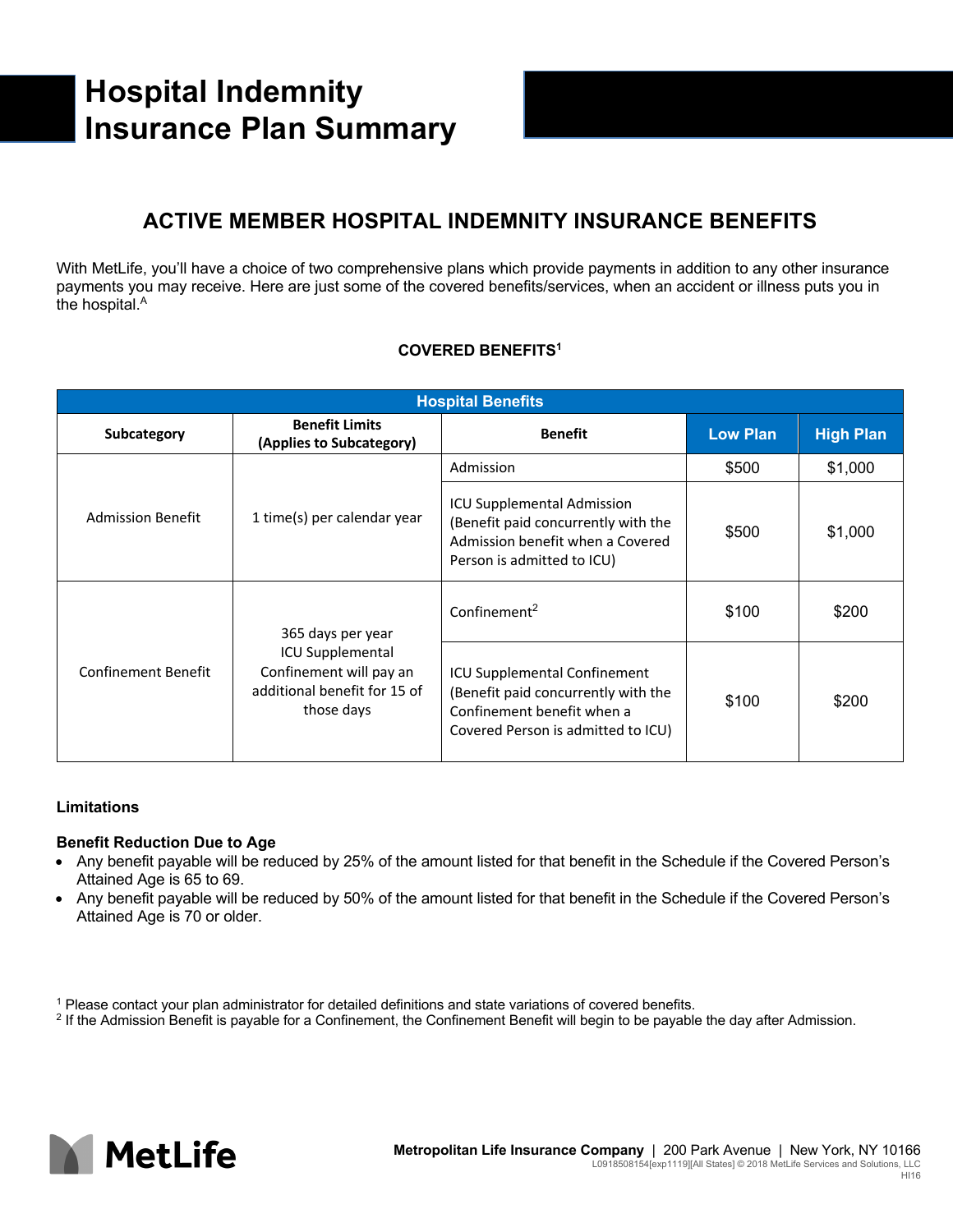# Hospital Indemnity Insurance Plan Summary

## ACTIVE MEMBER HOSPITAL INDEMNITY INSURANCE BENEFITS

With MetLife, you'll have a choice of two comprehensive plans which provide payments in addition to any other insurance payments you may receive. Here are just some of the covered benefits/services, when an accident or illness puts you in the hospital.[A]

**COVERED BENEFITS[1]**

| Hospital Benefits | | | | |
|---|---|---|---|---|
| **Subcategory** | **Benefit Limits (Applies to Subcategory)** | **Benefit** | **Low Plan** | **High Plan** |
| Admission Benefit | 1 time(s) per calendar year | Admission | $500 | $1,000 |
| | | ICU Supplemental Admission (Benefit paid concurrently with the Admission benefit when a Covered Person is admitted to ICU) | $500 | $1,000 |
| Confinement Benefit | 365 days per year ICU Supplemental Confinement will pay an additional benefit for 15 of those days | Confinement[2] | $100 | $200 |
| | | ICU Supplemental Confinement (Benefit paid concurrently with the Confinement benefit when a Covered Person is admitted to ICU) | $100 | $200 |

### Limitations

**Benefit Reduction Due to Age**

- Any benefit payable will be reduced by 25% of the amount listed for that benefit in the Schedule if the Covered Person's Attained Age is 65 to 69.
- Any benefit payable will be reduced by 50% of the amount listed for that benefit in the Schedule if the Covered Person's Attained Age is 70 or older.

[1] Please contact your plan administrator for detailed definitions and state variations of covered benefits.
[2] If the Admission Benefit is payable for a Confinement, the Confinement Benefit will begin to be payable the day after Admission.

MetLife

**Metropolitan Life Insurance Company** | 200 Park Avenue | New York, NY 10166
L0918508154[exp1119][All States] © 2018 MetLife Services and Solutions, LLC
HI16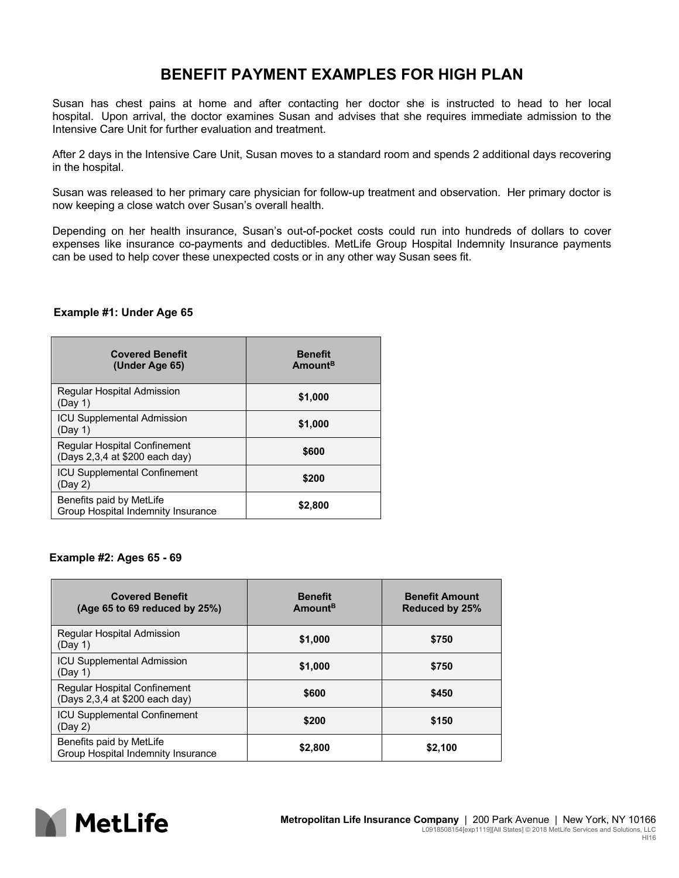# BENEFIT PAYMENT EXAMPLES FOR HIGH PLAN

Susan has chest pains at home and after contacting her doctor she is instructed to head to her local hospital. Upon arrival, the doctor examines Susan and advises that she requires immediate admission to the Intensive Care Unit for further evaluation and treatment.

After 2 days in the Intensive Care Unit, Susan moves to a standard room and spends 2 additional days recovering in the hospital.

Susan was released to her primary care physician for follow-up treatment and observation. Her primary doctor is now keeping a close watch over Susan's overall health.

Depending on her health insurance, Susan's out-of-pocket costs could run into hundreds of dollars to cover expenses like insurance co-payments and deductibles. MetLife Group Hospital Indemnity Insurance payments can be used to help cover these unexpected costs or in any other way Susan sees fit.

**Example #1: Under Age 65**

| Covered Benefit (Under Age 65) | Benefit Amount[B] |
|---|---|
| Regular Hospital Admission (Day 1) | **$1,000** |
| ICU Supplemental Admission (Day 1) | **$1,000** |
| Regular Hospital Confinement (Days 2,3,4 at $200 each day) | **$600** |
| ICU Supplemental Confinement (Day 2) | **$200** |
| Benefits paid by MetLife Group Hospital Indemnity Insurance | **$2,800** |

**Example #2: Ages 65 - 69**

| Covered Benefit (Age 65 to 69 reduced by 25%) | Benefit Amount[B] | Benefit Amount Reduced by 25% |
|---|---|---|
| Regular Hospital Admission (Day 1) | **$1,000** | **$750** |
| ICU Supplemental Admission (Day 1) | **$1,000** | **$750** |
| Regular Hospital Confinement (Days 2,3,4 at $200 each day) | **$600** | **$450** |
| ICU Supplemental Confinement (Day 2) | **$200** | **$150** |
| Benefits paid by MetLife Group Hospital Indemnity Insurance | **$2,800** | **$2,100** |

MetLife

**Metropolitan Life Insurance Company** | 200 Park Avenue | New York, NY 10166
L0918508154[exp1119][All States] © 2018 MetLife Services and Solutions, LLC
HI16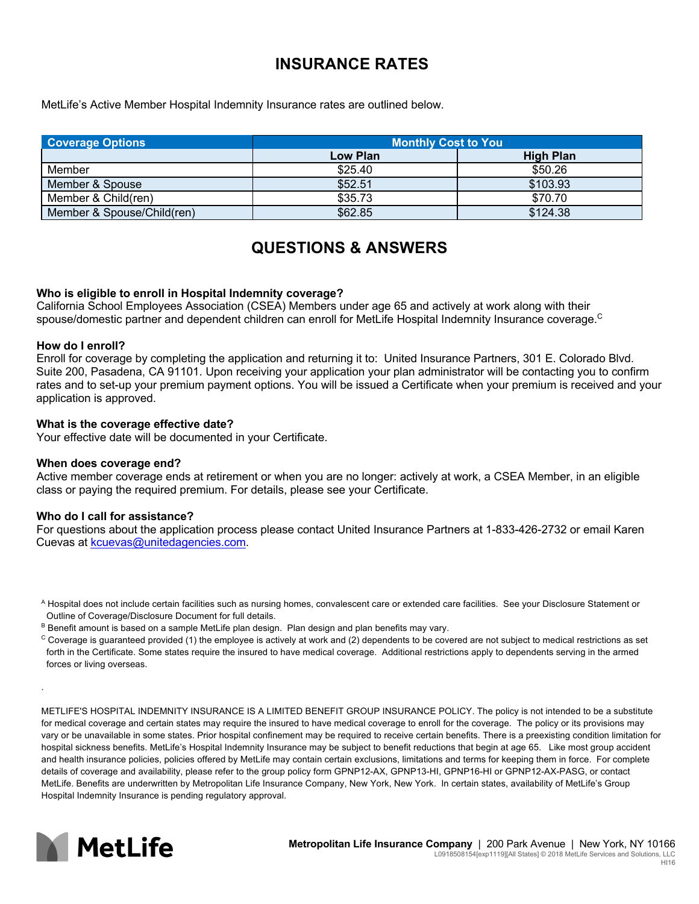# INSURANCE RATES

MetLife's Active Member Hospital Indemnity Insurance rates are outlined below.

| Coverage Options | Monthly Cost to You | |
|---|---|---|
| | Low Plan | High Plan |
| Member | $25.40 | $50.26 |
| Member & Spouse | $52.51 | $103.93 |
| Member & Child(ren) | $35.73 | $70.70 |
| Member & Spouse/Child(ren) | $62.85 | $124.38 |

# QUESTIONS & ANSWERS

**Who is eligible to enroll in Hospital Indemnity coverage?**
California School Employees Association (CSEA) Members under age 65 and actively at work along with their spouse/domestic partner and dependent children can enroll for MetLife Hospital Indemnity Insurance coverage.[C]

**How do I enroll?**
Enroll for coverage by completing the application and returning it to: United Insurance Partners, 301 E. Colorado Blvd. Suite 200, Pasadena, CA 91101. Upon receiving your application your plan administrator will be contacting you to confirm rates and to set-up your premium payment options. You will be issued a Certificate when your premium is received and your application is approved.

**What is the coverage effective date?**
Your effective date will be documented in your Certificate.

**When does coverage end?**
Active member coverage ends at retirement or when you are no longer: actively at work, a CSEA Member, in an eligible class or paying the required premium. For details, please see your Certificate.

**Who do I call for assistance?**
For questions about the application process please contact United Insurance Partners at 1-833-426-2732 or email Karen Cuevas at kcuevas@unitedagencies.com.

[A] Hospital does not include certain facilities such as nursing homes, convalescent care or extended care facilities. See your Disclosure Statement or Outline of Coverage/Disclosure Document for full details.
[B] Benefit amount is based on a sample MetLife plan design. Plan design and plan benefits may vary.
[C] Coverage is guaranteed provided (1) the employee is actively at work and (2) dependents to be covered are not subject to medical restrictions as set forth in the Certificate. Some states require the insured to have medical coverage. Additional restrictions apply to dependents serving in the armed forces or living overseas.

METLIFE'S HOSPITAL INDEMNITY INSURANCE IS A LIMITED BENEFIT GROUP INSURANCE POLICY. The policy is not intended to be a substitute for medical coverage and certain states may require the insured to have medical coverage to enroll for the coverage. The policy or its provisions may vary or be unavailable in some states. Prior hospital confinement may be required to receive certain benefits. There is a preexisting condition limitation for hospital sickness benefits. MetLife's Hospital Indemnity Insurance may be subject to benefit reductions that begin at age 65. Like most group accident and health insurance policies, policies offered by MetLife may contain certain exclusions, limitations and terms for keeping them in force. For complete details of coverage and availability, please refer to the group policy form GPNP12-AX, GPNP13-HI, GPNP16-HI or GPNP12-AX-PASG, or contact MetLife. Benefits are underwritten by Metropolitan Life Insurance Company, New York, New York. In certain states, availability of MetLife's Group Hospital Indemnity Insurance is pending regulatory approval.

MetLife

**Metropolitan Life Insurance Company** | 200 Park Avenue | New York, NY 10166
L0918508154[exp1119][All States] © 2018 MetLife Services and Solutions, LLC
HI16